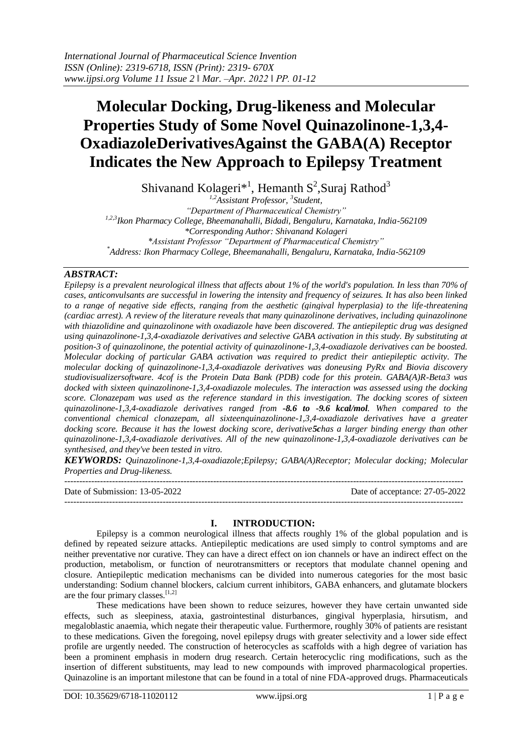# Molecular Docking, Drug-likeness and Molecular Properties Study of Some Novel Quinazolinone-1,3,4-OxadiazoleDerivativesAgainst the GABA(A) Receptor Indicates the New Approach to Epilepsy Treatment

Shivanand Kolageri*[1], Hemanth S[2],Suraj Rathod[3]

[1,2]Assistant Professor, [3]Student,

"Department of Pharmaceutical Chemistry"

[1,2,3]Ikon Pharmacy College, Bheemanahalli, Bidadi, Bengaluru, Karnataka, India-562109

*Corresponding Author: Shivanand Kolageri

*Assistant Professor "Department of Pharmaceutical Chemistry"

*Address: Ikon Pharmacy College, Bheemanahalli, Bengaluru, Karnataka, India-562109

### ABSTRACT:

*Epilepsy is a prevalent neurological illness that affects about 1% of the world's population. In less than 70% of cases, anticonvulsants are successful in lowering the intensity and frequency of seizures. It has also been linked to a range of negative side effects, ranging from the aesthetic (gingival hyperplasia) to the life-threatening (cardiac arrest). A review of the literature reveals that many quinazolinone derivatives, including quinazolinone with thiazolidine and quinazolinone with oxadiazole have been discovered. The antiepileptic drug was designed using quinazolinone-1,3,4-oxadiazole derivatives and selective GABA activation in this study. By substituting at position-3 of quinazolinone, the potential activity of quinazolinone-1,3,4-oxadiazole derivatives can be boosted. Molecular docking of particular GABA activation was required to predict their antiepileptic activity. The molecular docking of quinazolinone-1,3,4-oxadiazole derivatives was doneusing PyRx and Biovia discovery studiovisualizersoftware. 4cof is the Protein Data Bank (PDB) code for this protein. GABA(A)R-Beta3 was docked with sixteen quinazolinone-1,3,4-oxadiazole molecules. The interaction was assessed using the docking score. Clonazepam was used as the reference standard in this investigation. The docking scores of sixteen quinazolinone-1,3,4-oxadiazole derivatives ranged from **-8.6 to -9.6 kcal/mol**. When compared to the conventional chemical clonazepam, all sixteenquinazolinone-1,3,4-oxadiazole derivatives have a greater docking score. Because it has the lowest docking score, derivative**5c**has a larger binding energy than other quinazolinone-1,3,4-oxadiazole derivatives. All of the new quinazolinone-1,3,4-oxadiazole derivatives can be synthesised, and they've been tested in vitro.*

***KEYWORDS:*** *Quinazolinone-1,3,4-oxadiazole;Epilepsy; GABA(A)Receptor; Molecular docking; Molecular Properties and Drug-likeness.*

---

Date of Submission: 13-05-2022 Date of acceptance: 27-05-2022

---

## I. INTRODUCTION:

Epilepsy is a common neurological illness that affects roughly 1% of the global population and is defined by repeated seizure attacks. Antiepileptic medications are used simply to control symptoms and are neither preventative nor curative. They can have a direct effect on ion channels or have an indirect effect on the production, metabolism, or function of neurotransmitters or receptors that modulate channel opening and closure. Antiepileptic medication mechanisms can be divided into numerous categories for the most basic understanding: Sodium channel blockers, calcium current inhibitors, GABA enhancers, and glutamate blockers are the four primary classes.[1,2]

These medications have been shown to reduce seizures, however they have certain unwanted side effects, such as sleepiness, ataxia, gastrointestinal disturbances, gingival hyperplasia, hirsutism, and megaloblastic anaemia, which negate their therapeutic value. Furthermore, roughly 30% of patients are resistant to these medications. Given the foregoing, novel epilepsy drugs with greater selectivity and a lower side effect profile are urgently needed. The construction of heterocycles as scaffolds with a high degree of variation has been a prominent emphasis in modern drug research. Certain heterocyclic ring modifications, such as the insertion of different substituents, may lead to new compounds with improved pharmacological properties. Quinazoline is an important milestone that can be found in a total of nine FDA-approved drugs. Pharmaceuticals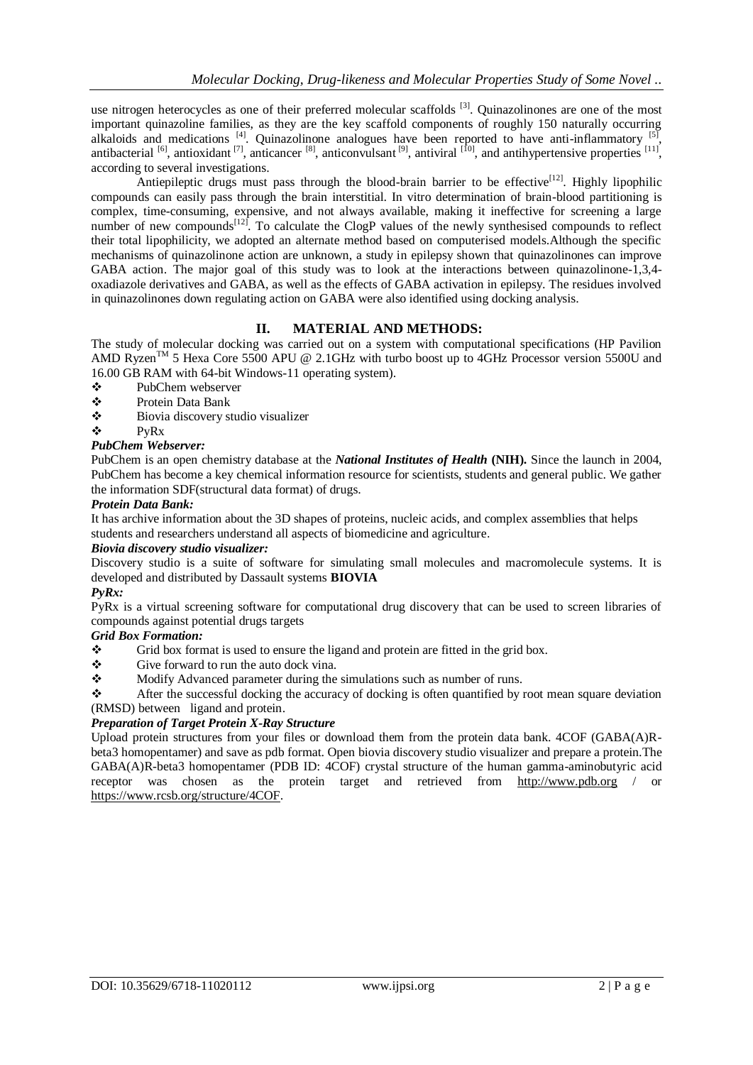use nitrogen heterocycles as one of their preferred molecular scaffolds [3]. Quinazolinones are one of the most important quinazoline families, as they are the key scaffold components of roughly 150 naturally occurring alkaloids and medications [4]. Quinazolinone analogues have been reported to have anti-inflammatory [5], antibacterial [6], antioxidant [7], anticancer [8], anticonvulsant [9], antiviral [10], and antihypertensive properties [11], according to several investigations.

Antiepileptic drugs must pass through the blood-brain barrier to be effective[12]. Highly lipophilic compounds can easily pass through the brain interstitial. In vitro determination of brain-blood partitioning is complex, time-consuming, expensive, and not always available, making it ineffective for screening a large number of new compounds[12]. To calculate the ClogP values of the newly synthesised compounds to reflect their total lipophilicity, we adopted an alternate method based on computerised models.Although the specific mechanisms of quinazolinone action are unknown, a study in epilepsy shown that quinazolinones can improve GABA action. The major goal of this study was to look at the interactions between quinazolinone-1,3,4-oxadiazole derivatives and GABA, as well as the effects of GABA activation in epilepsy. The residues involved in quinazolinones down regulating action on GABA were also identified using docking analysis.

## II. MATERIAL AND METHODS:

The study of molecular docking was carried out on a system with computational specifications (HP Pavilion AMD Ryzen™ 5 Hexa Core 5500 APU @ 2.1GHz with turbo boost up to 4GHz Processor version 5500U and 16.00 GB RAM with 64-bit Windows-11 operating system).

- PubChem webserver
- Protein Data Bank
- Biovia discovery studio visualizer
- PyRx

***PubChem Webserver:***

PubChem is an open chemistry database at the ***National Institutes of Health*** **(NIH).** Since the launch in 2004, PubChem has become a key chemical information resource for scientists, students and general public. We gather the information SDF(structural data format) of drugs.

***Protein Data Bank:***

It has archive information about the 3D shapes of proteins, nucleic acids, and complex assemblies that helps students and researchers understand all aspects of biomedicine and agriculture.

***Biovia discovery studio visualizer:***

Discovery studio is a suite of software for simulating small molecules and macromolecule systems. It is developed and distributed by Dassault systems **BIOVIA**

***PyRx:***

PyRx is a virtual screening software for computational drug discovery that can be used to screen libraries of compounds against potential drugs targets

***Grid Box Formation:***

- Grid box format is used to ensure the ligand and protein are fitted in the grid box.
- Give forward to run the auto dock vina.
- Modify Advanced parameter during the simulations such as number of runs.
- After the successful docking the accuracy of docking is often quantified by root mean square deviation (RMSD) between ligand and protein.

***Preparation of Target Protein X-Ray Structure***

Upload protein structures from your files or download them from the protein data bank. 4COF (GABA(A)R-beta3 homopentamer) and save as pdb format. Open biovia discovery studio visualizer and prepare a protein.The GABA(A)R-beta3 homopentamer (PDB ID: 4COF) crystal structure of the human gamma-aminobutyric acid receptor was chosen as the protein target and retrieved from http://www.pdb.org / or https://www.rcsb.org/structure/4COF.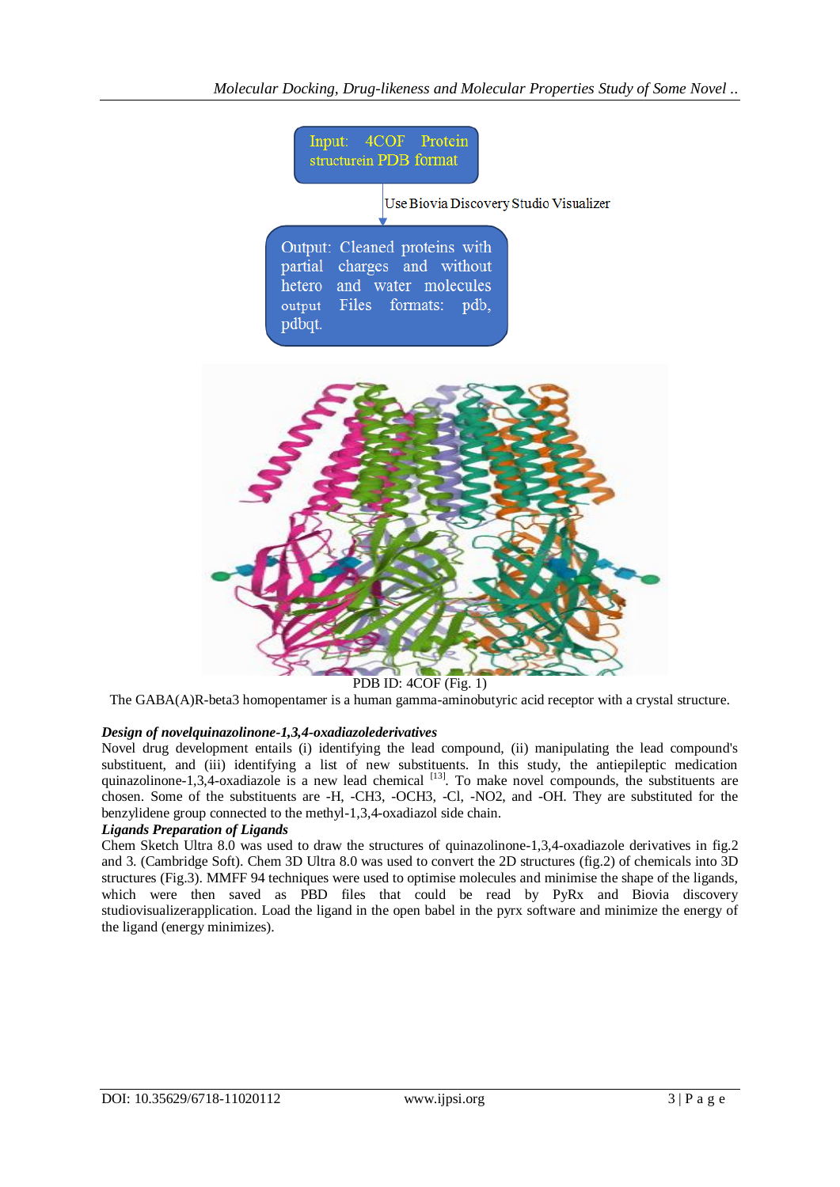Input: 4COF Protein structurein PDB format

Use Biovia Discovery Studio Visualizer

Output: Cleaned proteins with partial charges and without hetero and water molecules output Files formats: pdb, pdbqt.

PDB ID: 4COF (Fig. 1)

The GABA(A)R-beta3 homopentamer is a human gamma-aminobutyric acid receptor with a crystal structure.

***Design of novelquinazolinone-1,3,4-oxadiazolederivatives***

Novel drug development entails (i) identifying the lead compound, (ii) manipulating the lead compound's substituent, and (iii) identifying a list of new substituents. In this study, the antiepileptic medication quinazolinone-1,3,4-oxadiazole is a new lead chemical [13]. To make novel compounds, the substituents are chosen. Some of the substituents are -H, -CH3, -OCH3, -Cl, -NO2, and -OH. They are substituted for the benzylidene group connected to the methyl-1,3,4-oxadiazol side chain.

***Ligands Preparation of Ligands***

Chem Sketch Ultra 8.0 was used to draw the structures of quinazolinone-1,3,4-oxadiazole derivatives in fig.2 and 3. (Cambridge Soft). Chem 3D Ultra 8.0 was used to convert the 2D structures (fig.2) of chemicals into 3D structures (Fig.3). MMFF 94 techniques were used to optimise molecules and minimise the shape of the ligands, which were then saved as PBD files that could be read by PyRx and Biovia discovery studiovisualizerapplication. Load the ligand in the open babel in the pyrx software and minimize the energy of the ligand (energy minimizes).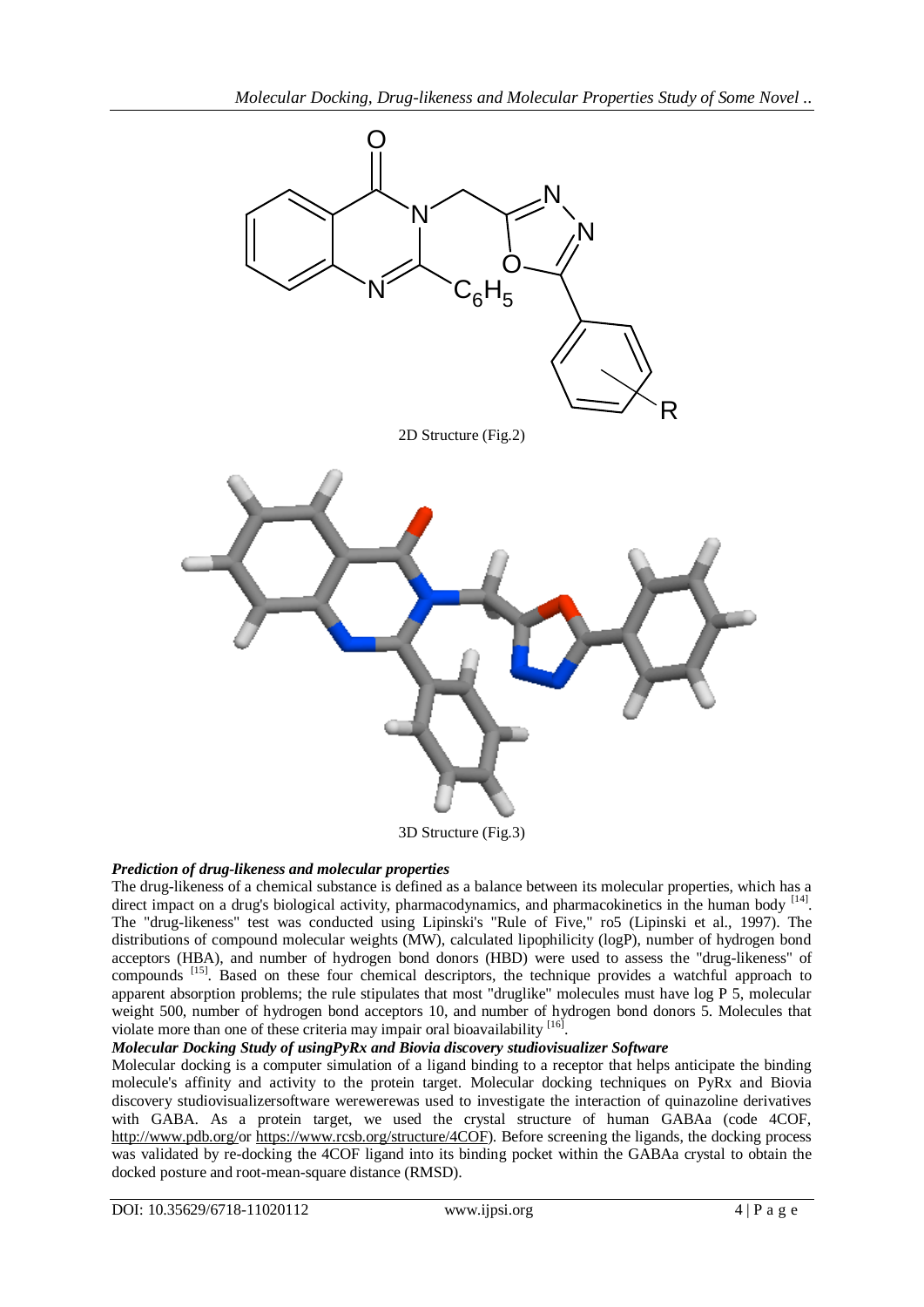2D Structure (Fig.2)

3D Structure (Fig.3)

***Prediction of drug-likeness and molecular properties***

The drug-likeness of a chemical substance is defined as a balance between its molecular properties, which has a direct impact on a drug's biological activity, pharmacodynamics, and pharmacokinetics in the human body [14]. The "drug-likeness" test was conducted using Lipinski's "Rule of Five," ro5 (Lipinski et al., 1997). The distributions of compound molecular weights (MW), calculated lipophilicity (logP), number of hydrogen bond acceptors (HBA), and number of hydrogen bond donors (HBD) were used to assess the "drug-likeness" of compounds [15]. Based on these four chemical descriptors, the technique provides a watchful approach to apparent absorption problems; the rule stipulates that most "druglike" molecules must have log P 5, molecular weight 500, number of hydrogen bond acceptors 10, and number of hydrogen bond donors 5. Molecules that violate more than one of these criteria may impair oral bioavailability [16].

***Molecular Docking Study of usingPyRx and Biovia discovery studiovisualizer Software***

Molecular docking is a computer simulation of a ligand binding to a receptor that helps anticipate the binding molecule's affinity and activity to the protein target. Molecular docking techniques on PyRx and Biovia discovery studiovisualizersoftware wereweres was used to investigate the interaction of quinazoline derivatives with GABA. As a protein target, we used the crystal structure of human GABAa (code 4COF, http://www.pdb.org/or https://www.rcsb.org/structure/4COF). Before screening the ligands, the docking process was validated by re-docking the 4COF ligand into its binding pocket within the GABAa crystal to obtain the docked posture and root-mean-square distance (RMSD).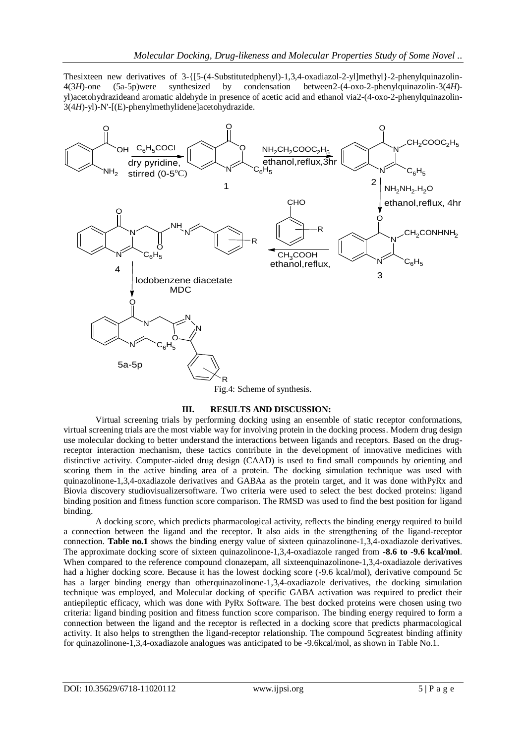Thesixteen new derivatives of 3-{[5-(4-Substitutedphenyl)-1,3,4-oxadiazol-2-yl]methyl}-2-phenylquinazolin-4(3*H*)-one (5a-5p)were synthesized by condensation between2-(4-oxo-2-phenylquinazolin-3(4*H*)-yl)acetohydrazideand aromatic aldehyde in presence of acetic acid and ethanol via2-(4-oxo-2-phenylquinazolin-3(4*H*)-yl)-N'-[(E)-phenylmethylidene]acetohydrazide.

Fig.4: Scheme of synthesis.

## III. RESULTS AND DISCUSSION:

Virtual screening trials by performing docking using an ensemble of static receptor conformations, virtual screening trials are the most viable way for involving protein in the docking process. Modern drug design use molecular docking to better understand the interactions between ligands and receptors. Based on the drug-receptor interaction mechanism, these tactics contribute in the development of innovative medicines with distinctive activity. Computer-aided drug design (CAAD) is used to find small compounds by orienting and scoring them in the active binding area of a protein. The docking simulation technique was used with quinazolinone-1,3,4-oxadiazole derivatives and GABAa as the protein target, and it was done withPyRx and Biovia discovery studiovisualizersoftware. Two criteria were used to select the best docked proteins: ligand binding position and fitness function score comparison. The RMSD was used to find the best position for ligand binding.

A docking score, which predicts pharmacological activity, reflects the binding energy required to build a connection between the ligand and the receptor. It also aids in the strengthening of the ligand-receptor connection. **Table no.1** shows the binding energy value of sixteen quinazolinone-1,3,4-oxadiazole derivatives. The approximate docking score of sixteen quinazolinone-1,3,4-oxadiazole ranged from **-8.6 to -9.6 kcal/mol**. When compared to the reference compound clonazepam, all sixteenquinazolinone-1,3,4-oxadiazole derivatives had a higher docking score. Because it has the lowest docking score (-9.6 kcal/mol), derivative compound 5c has a larger binding energy than otherquinazolinone-1,3,4-oxadiazole derivatives, the docking simulation technique was employed, and Molecular docking of specific GABA activation was required to predict their antiepileptic efficacy, which was done with PyRx Software. The best docked proteins were chosen using two criteria: ligand binding position and fitness function score comparison. The binding energy required to form a connection between the ligand and the receptor is reflected in a docking score that predicts pharmacological activity. It also helps to strengthen the ligand-receptor relationship. The compound 5cgreatest binding affinity for quinazolinone-1,3,4-oxadiazole analogues was anticipated to be -9.6kcal/mol, as shown in Table No.1.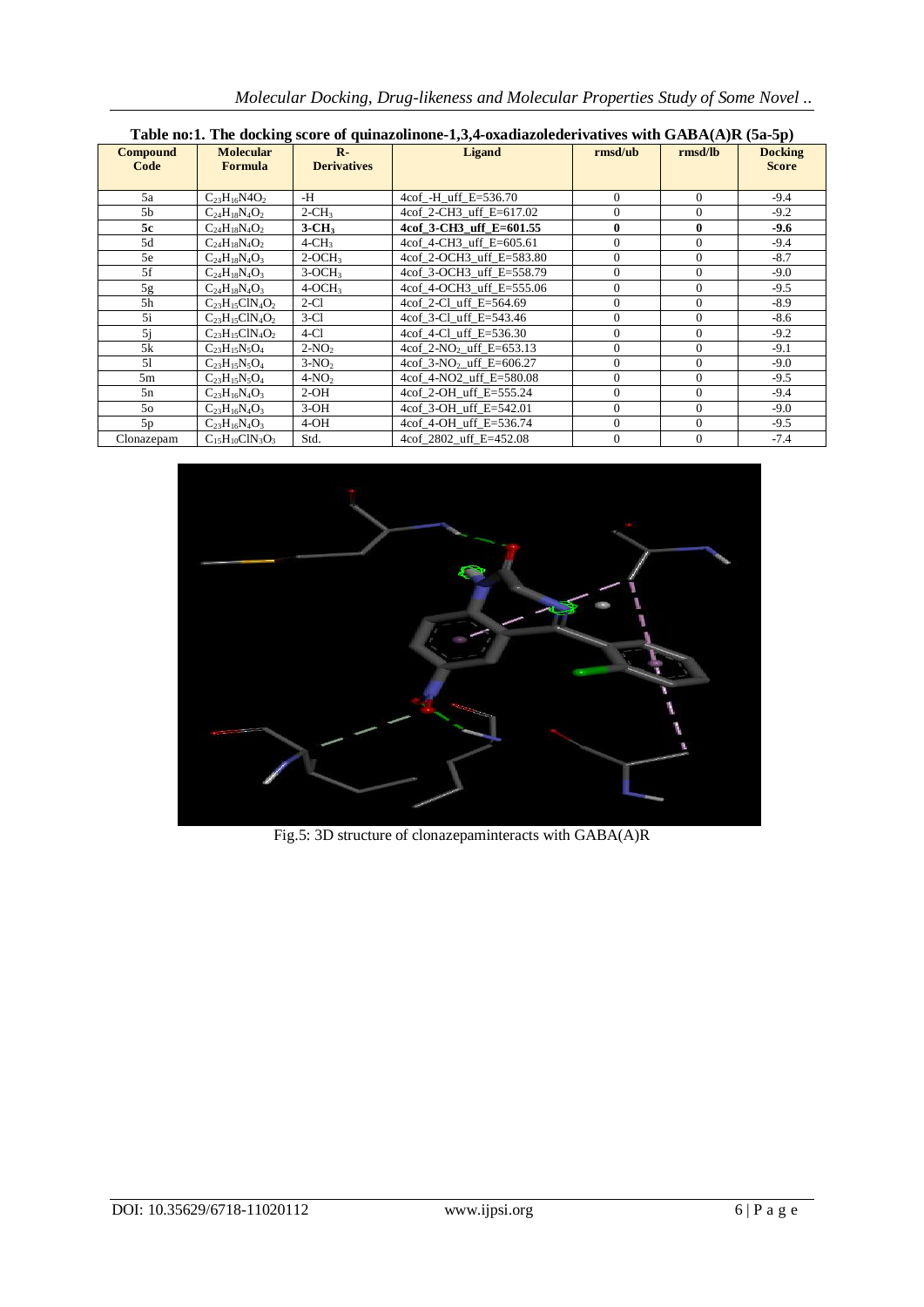**Table no:1. The docking score of quinazolinone-1,3,4-oxadiazolederivatives with GABA(A)R (5a-5p)**

| Compound Code | Molecular Formula | R-Derivatives | Ligand | rmsd/ub | rmsd/lb | Docking Score |
|---|---|---|---|---|---|---|
| 5a | $C_{23}H_{16}N4O_2$ | -H | 4cof_-H_uff_E=536.70 | 0 | 0 | -9.4 |
| 5b | $C_{24}H_{18}N_4O_2$ | $2\text{-}CH_3$ | 4cof_2-CH3_uff_E=617.02 | 0 | 0 | -9.2 |
| **5c** | $C_{24}H_{18}N_4O_2$ | $3\text{-}CH_3$ | **4cof_3-CH3_uff_E=601.55** | **0** | **0** | **-9.6** |
| 5d | $C_{24}H_{18}N_4O_2$ | $4\text{-}CH_3$ | 4cof_4-CH3_uff_E=605.61 | 0 | 0 | -9.4 |
| 5e | $C_{24}H_{18}N_4O_3$ | $2\text{-}OCH_3$ | 4cof_2-OCH3_uff_E=583.80 | 0 | 0 | -8.7 |
| 5f | $C_{24}H_{18}N_4O_3$ | $3\text{-}OCH_3$ | 4cof_3-OCH3_uff_E=558.79 | 0 | 0 | -9.0 |
| 5g | $C_{24}H_{18}N_4O_3$ | $4\text{-}OCH_3$ | 4cof_4-OCH3_uff_E=555.06 | 0 | 0 | -9.5 |
| 5h | $C_{23}H_{15}ClN_4O_2$ | 2-Cl | 4cof_2-Cl_uff_E=564.69 | 0 | 0 | -8.9 |
| 5i | $C_{23}H_{15}ClN_4O_2$ | 3-Cl | 4cof_3-Cl_uff_E=543.46 | 0 | 0 | -8.6 |
| 5j | $C_{23}H_{15}ClN_4O_2$ | 4-Cl | 4cof_4-Cl_uff_E=536.30 | 0 | 0 | -9.2 |
| 5k | $C_{23}H_{15}N_5O_4$ | $2\text{-}NO_2$ | 4cof_2-$NO_2$_uff_E=653.13 | 0 | 0 | -9.1 |
| 5l | $C_{23}H_{15}N_5O_4$ | $3\text{-}NO_2$ | 4cof_3-$NO_2$_uff_E=606.27 | 0 | 0 | -9.0 |
| 5m | $C_{23}H_{15}N_5O_4$ | $4\text{-}NO_2$ | 4cof_4-NO2_uff_E=580.08 | 0 | 0 | -9.5 |
| 5n | $C_{23}H_{16}N_4O_3$ | 2-OH | 4cof_2-OH_uff_E=555.24 | 0 | 0 | -9.4 |
| 5o | $C_{23}H_{16}N_4O_3$ | 3-OH | 4cof_3-OH_uff_E=542.01 | 0 | 0 | -9.0 |
| 5p | $C_{23}H_{16}N_4O_3$ | 4-OH | 4cof_4-OH_uff_E=536.74 | 0 | 0 | -9.5 |
| Clonazepam | $C_{15}H_{10}ClN_3O_3$ | Std. | 4cof_2802_uff_E=452.08 | 0 | 0 | -7.4 |

Fig.5: 3D structure of clonazepaminteracts with GABA(A)R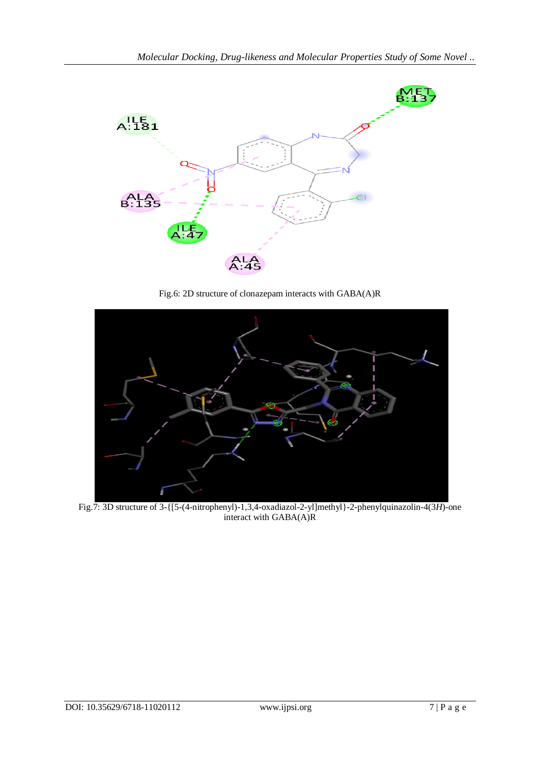Fig.6: 2D structure of clonazepam interacts with GABA(A)R

Fig.7: 3D structure of 3-{[5-(4-nitrophenyl)-1,3,4-oxadiazol-2-yl]methyl}-2-phenylquinazolin-4(3*H*)-one interact with GABA(A)R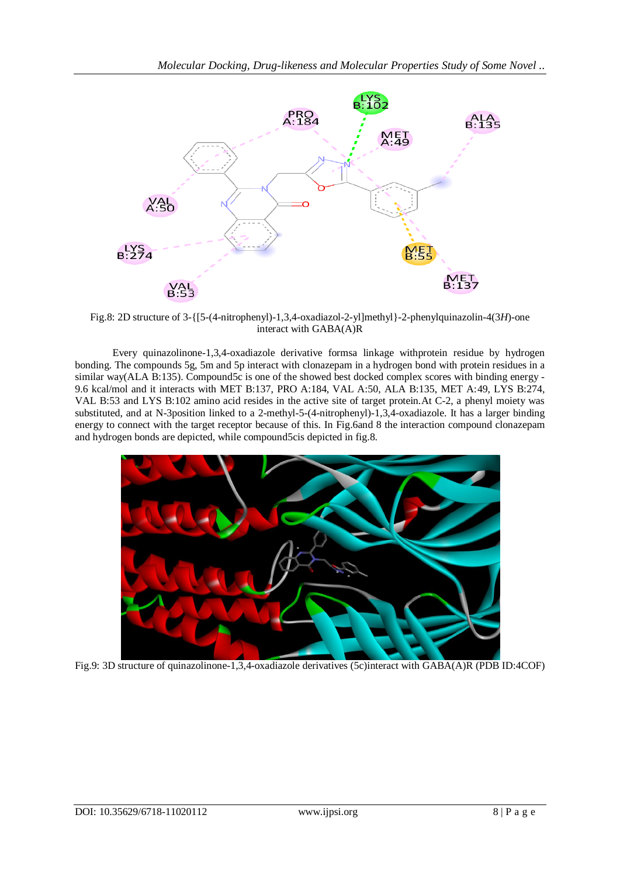Fig.8: 2D structure of 3-{[5-(4-nitrophenyl)-1,3,4-oxadiazol-2-yl]methyl}-2-phenylquinazolin-4(3*H*)-one interact with GABA(A)R

Every quinazolinone-1,3,4-oxadiazole derivative formsa linkage withprotein residue by hydrogen bonding. The compounds 5g, 5m and 5p interact with clonazepam in a hydrogen bond with protein residues in a similar way(ALA B:135). Compound5c is one of the showed best docked complex scores with binding energy -9.6 kcal/mol and it interacts with MET B:137, PRO A:184, VAL A:50, ALA B:135, MET A:49, LYS B:274, VAL B:53 and LYS B:102 amino acid resides in the active site of target protein.At C-2, a phenyl moiety was substituted, and at N-3position linked to a 2-methyl-5-(4-nitrophenyl)-1,3,4-oxadiazole. It has a larger binding energy to connect with the target receptor because of this. In Fig.6and 8 the interaction compound clonazepam and hydrogen bonds are depicted, while compound5cis depicted in fig.8.

Fig.9: 3D structure of quinazolinone-1,3,4-oxadiazole derivatives (5c)interact with GABA(A)R (PDB ID:4COF)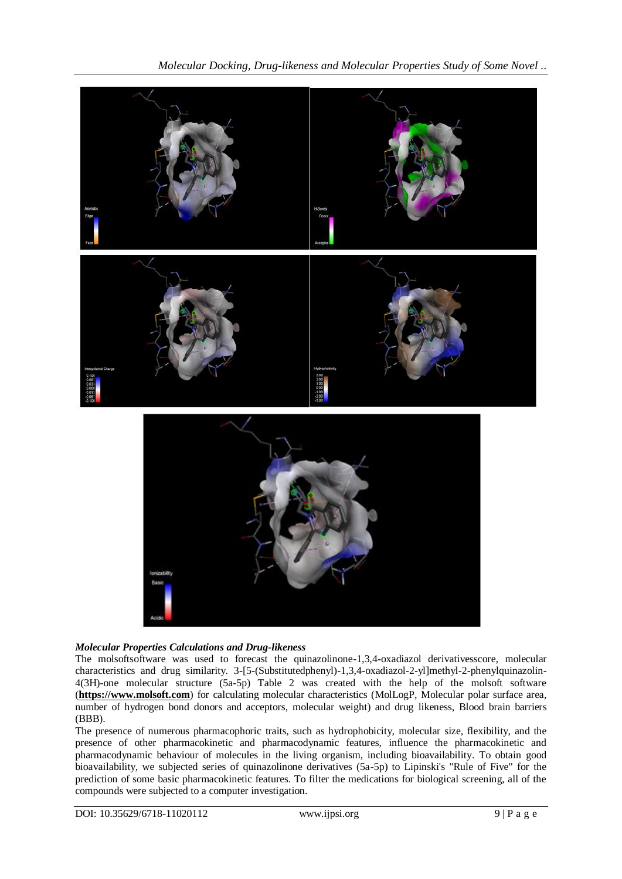### *Molecular Properties Calculations and Drug-likeness*

The molsoftsoftware was used to forecast the quinazolinone-1,3,4-oxadiazol derivativesscore, molecular characteristics and drug similarity. 3-[5-(Substitutedphenyl)-1,3,4-oxadiazol-2-yl]methyl-2-phenylquinazolin-4(3H)-one molecular structure (5a-5p) Table 2 was created with the help of the molsoft software (**https://www.molsoft.com**) for calculating molecular characteristics (MolLogP, Molecular polar surface area, number of hydrogen bond donors and acceptors, molecular weight) and drug likeness, Blood brain barriers (BBB).

The presence of numerous pharmacophoric traits, such as hydrophobicity, molecular size, flexibility, and the presence of other pharmacokinetic and pharmacodynamic features, influence the pharmacokinetic and pharmacodynamic behaviour of molecules in the living organism, including bioavailability. To obtain good bioavailability, we subjected series of quinazolinone derivatives (5a-5p) to Lipinski's "Rule of Five" for the prediction of some basic pharmacokinetic features. To filter the medications for biological screening, all of the compounds were subjected to a computer investigation.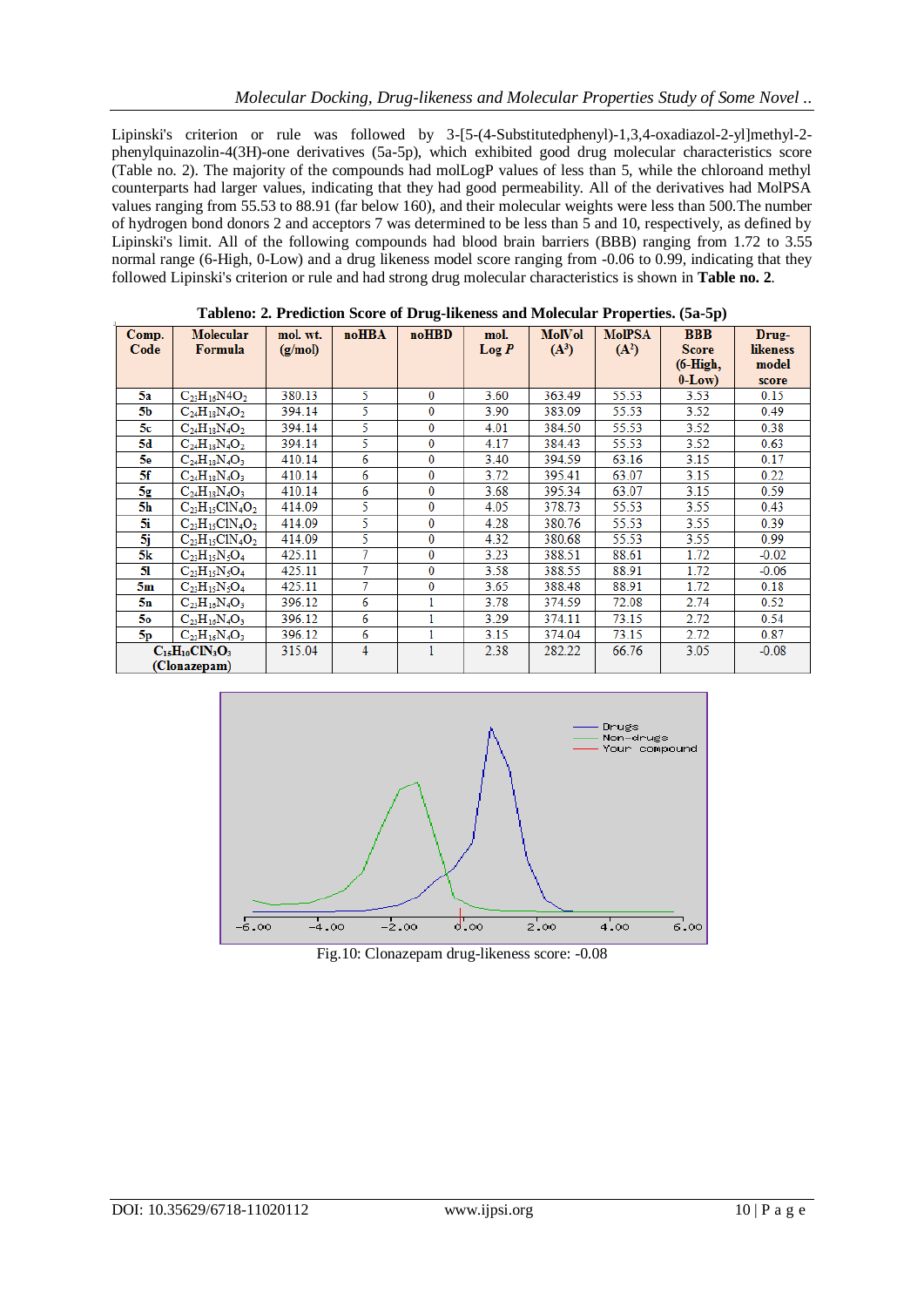Lipinski's criterion or rule was followed by 3-[5-(4-Substitutedphenyl)-1,3,4-oxadiazol-2-yl]methyl-2-phenylquinazolin-4(3H)-one derivatives (5a-5p), which exhibited good drug molecular characteristics score (Table no. 2). The majority of the compounds had molLogP values of less than 5, while the chloroand methyl counterparts had larger values, indicating that they had good permeability. All of the derivatives had MolPSA values ranging from 55.53 to 88.91 (far below 160), and their molecular weights were less than 500.The number of hydrogen bond donors 2 and acceptors 7 was determined to be less than 5 and 10, respectively, as defined by Lipinski's limit. All of the following compounds had blood brain barriers (BBB) ranging from 1.72 to 3.55 normal range (6-High, 0-Low) and a drug likeness model score ranging from -0.06 to 0.99, indicating that they followed Lipinski's criterion or rule and had strong drug molecular characteristics is shown in **Table no. 2**.

**Tableno: 2. Prediction Score of Drug-likeness and Molecular Properties. (5a-5p)**

| Comp. Code | Molecular Formula | mol. wt. (g/mol) | noHBA | noHBD | mol. Log *P* | MolVol ($A^3$) | MolPSA ($A^2$) | BBB Score (6-High, 0-Low) | Drug-likeness model score |
|---|---|---|---|---|---|---|---|---|---|
| 5a | $C_{23}H_{16}N4O_2$ | 380.13 | 5 | 0 | 3.60 | 363.49 | 55.53 | 3.53 | 0.15 |
| 5b | $C_{24}H_{18}N_4O_2$ | 394.14 | 5 | 0 | 3.90 | 383.09 | 55.53 | 3.52 | 0.49 |
| 5c | $C_{24}H_{18}N_4O_2$ | 394.14 | 5 | 0 | 4.01 | 384.50 | 55.53 | 3.52 | 0.38 |
| 5d | $C_{24}H_{18}N_4O_2$ | 394.14 | 5 | 0 | 4.17 | 384.43 | 55.53 | 3.52 | 0.63 |
| 5e | $C_{24}H_{18}N_4O_3$ | 410.14 | 6 | 0 | 3.40 | 394.59 | 63.16 | 3.15 | 0.17 |
| 5f | $C_{24}H_{18}N_4O_3$ | 410.14 | 6 | 0 | 3.72 | 395.41 | 63.07 | 3.15 | 0.22 |
| 5g | $C_{24}H_{18}N_4O_3$ | 410.14 | 6 | 0 | 3.68 | 395.34 | 63.07 | 3.15 | 0.59 |
| 5h | $C_{23}H_{15}ClN_4O_2$ | 414.09 | 5 | 0 | 4.05 | 378.73 | 55.53 | 3.55 | 0.43 |
| 5i | $C_{23}H_{15}ClN_4O_2$ | 414.09 | 5 | 0 | 4.28 | 380.76 | 55.53 | 3.55 | 0.39 |
| 5j | $C_{23}H_{15}ClN_4O_2$ | 414.09 | 5 | 0 | 4.32 | 380.68 | 55.53 | 3.55 | 0.99 |
| 5k | $C_{23}H_{15}N_5O_4$ | 425.11 | 7 | 0 | 3.23 | 388.51 | 88.61 | 1.72 | -0.02 |
| 5l | $C_{23}H_{15}N_5O_4$ | 425.11 | 7 | 0 | 3.58 | 388.55 | 88.91 | 1.72 | -0.06 |
| 5m | $C_{23}H_{15}N_5O_4$ | 425.11 | 7 | 0 | 3.65 | 388.48 | 88.91 | 1.72 | 0.18 |
| 5n | $C_{23}H_{16}N_4O_3$ | 396.12 | 6 | 1 | 3.78 | 374.59 | 72.08 | 2.74 | 0.52 |
| 5o | $C_{23}H_{16}N_4O_3$ | 396.12 | 6 | 1 | 3.29 | 374.11 | 73.15 | 2.72 | 0.54 |
| 5p | $C_{23}H_{16}N_4O_3$ | 396.12 | 6 | 1 | 3.15 | 374.04 | 73.15 | 2.72 | 0.87 |
| $C_{15}H_{10}ClN_3O_3$ (Clonazepam) | | 315.04 | 4 | 1 | 2.38 | 282.22 | 66.76 | 3.05 | -0.08 |

Fig.10: Clonazepam drug-likeness score: -0.08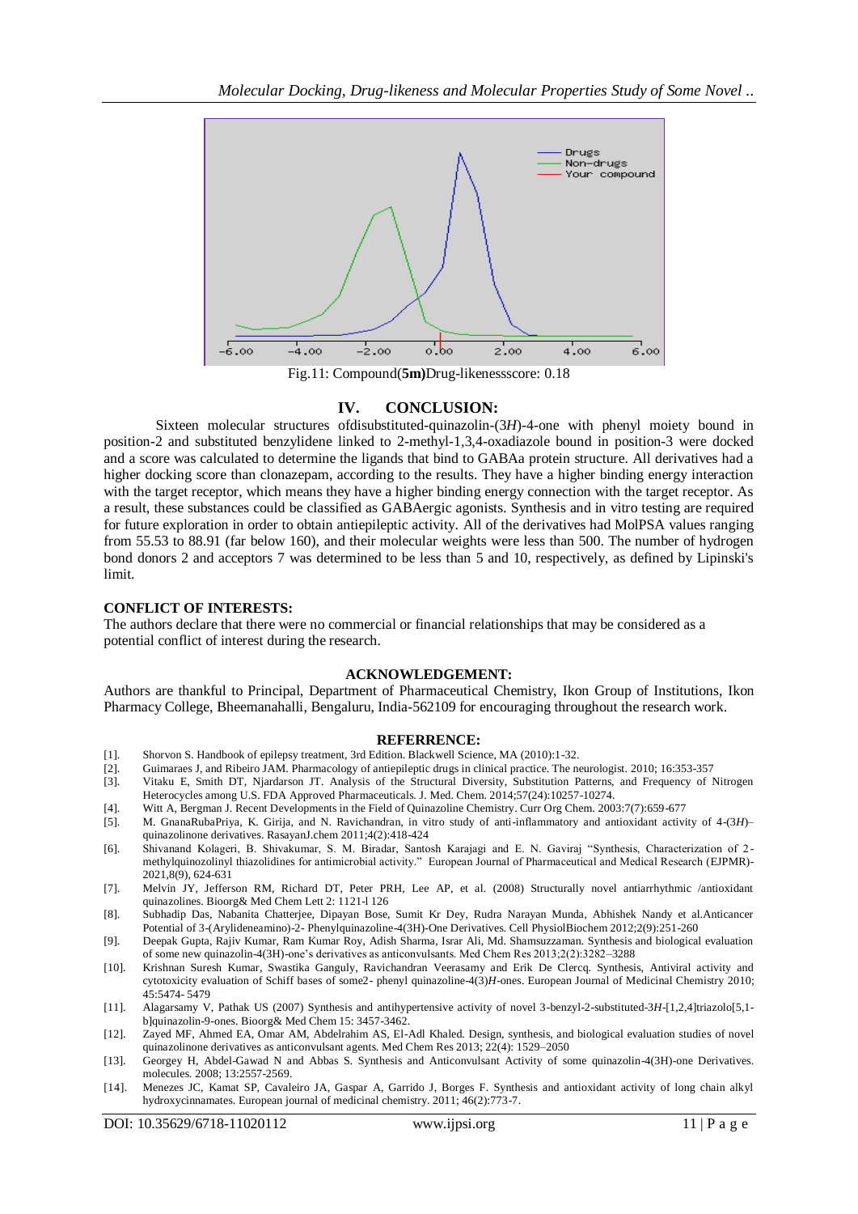Fig.11: Compound(**5m**)Drug-likenessscore: 0.18

## IV. CONCLUSION:

Sixteen molecular structures ofdisubstituted-quinazolin-(3*H*)-4-one with phenyl moiety bound in position-2 and substituted benzylidene linked to 2-methyl-1,3,4-oxadiazole bound in position-3 were docked and a score was calculated to determine the ligands that bind to GABAa protein structure. All derivatives had a higher docking score than clonazepam, according to the results. They have a higher binding energy interaction with the target receptor, which means they have a higher binding energy connection with the target receptor. As a result, these substances could be classified as GABAergic agonists. Synthesis and in vitro testing are required for future exploration in order to obtain antiepileptic activity. All of the derivatives had MolPSA values ranging from 55.53 to 88.91 (far below 160), and their molecular weights were less than 500. The number of hydrogen bond donors 2 and acceptors 7 was determined to be less than 5 and 10, respectively, as defined by Lipinski's limit.

### CONFLICT OF INTERESTS:

The authors declare that there were no commercial or financial relationships that may be considered as a potential conflict of interest during the research.

### ACKNOWLEDGEMENT:

Authors are thankful to Principal, Department of Pharmaceutical Chemistry, Ikon Group of Institutions, Ikon Pharmacy College, Bheemanahalli, Bengaluru, India-562109 for encouraging throughout the research work.

### REFERRENCE:

[1]. Shorvon S. Handbook of epilepsy treatment, 3rd Edition. Blackwell Science, MA (2010):1-32.

[2]. Guimaraes J, and Ribeiro JAM. Pharmacology of antiepileptic drugs in clinical practice. The neurologist. 2010; 16:353-357

[3]. Vitaku E, Smith DT, Njardarson JT. Analysis of the Structural Diversity, Substitution Patterns, and Frequency of Nitrogen Heterocycles among U.S. FDA Approved Pharmaceuticals. J. Med. Chem. 2014;57(24):10257-10274.

[4]. Witt A, Bergman J. Recent Developments in the Field of Quinazoline Chemistry. Curr Org Chem. 2003:7(7):659-677

[5]. M. GnanaRubaPriya, K. Girija, and N. Ravichandran, in vitro study of anti-inflammatory and antioxidant activity of 4-(3*H*)–quinazolinone derivatives. RasayanJ.chem 2011;4(2):418-424

[6]. Shivanand Kolageri, B. Shivakumar, S. M. Biradar, Santosh Karajagi and E. N. Gaviraj "Synthesis, Characterization of 2-methylquinozolinyl thiazolidines for antimicrobial activity." European Journal of Pharmaceutical and Medical Research (EJPMR)-2021,8(9), 624-631

[7]. Melvin JY, Jefferson RM, Richard DT, Peter PRH, Lee AP, et al. (2008) Structurally novel antiarrhythmic /antioxidant quinazolines. Bioorg& Med Chem Lett 2: 1121-l 126

[8]. Subhadip Das, Nabanita Chatterjee, Dipayan Bose, Sumit Kr Dey, Rudra Narayan Munda, Abhishek Nandy et al.Anticancer Potential of 3-(Arylideneamino)-2- Phenylquinazoline-4(3H)-One Derivatives. Cell PhysiolBiochem 2012;2(9):251-260

[9]. Deepak Gupta, Rajiv Kumar, Ram Kumar Roy, Adish Sharma, Israr Ali, Md. Shamsuzzaman. Synthesis and biological evaluation of some new quinazolin-4(3H)-one's derivatives as anticonvulsants. Med Chem Res 2013;2(2):3282–3288

[10]. Krishnan Suresh Kumar, Swastika Ganguly, Ravichandran Veerasamy and Erik De Clercq. Synthesis, Antiviral activity and cytotoxicity evaluation of Schiff bases of some2- phenyl quinazoline-4(3)*H*-ones. European Journal of Medicinal Chemistry 2010; 45:5474- 5479

[11]. Alagarsamy V, Pathak US (2007) Synthesis and antihypertensive activity of novel 3-benzyl-2-substituted-3*H*-[1,2,4]triazolo[5,1-b]quinazolin-9-ones. Bioorg& Med Chem 15: 3457-3462.

[12]. Zayed MF, Ahmed EA, Omar AM, Abdelrahim AS, El-Adl Khaled. Design, synthesis, and biological evaluation studies of novel quinazolinone derivatives as anticonvulsant agents. Med Chem Res 2013; 22(4): 1529–2050

[13]. Georgey H, Abdel-Gawad N and Abbas S. Synthesis and Anticonvulsant Activity of some quinazolin-4(3H)-one Derivatives. molecules. 2008; 13:2557-2569.

[14]. Menezes JC, Kamat SP, Cavaleiro JA, Gaspar A, Garrido J, Borges F. Synthesis and antioxidant activity of long chain alkyl hydroxycinnamates. European journal of medicinal chemistry. 2011; 46(2):773-7.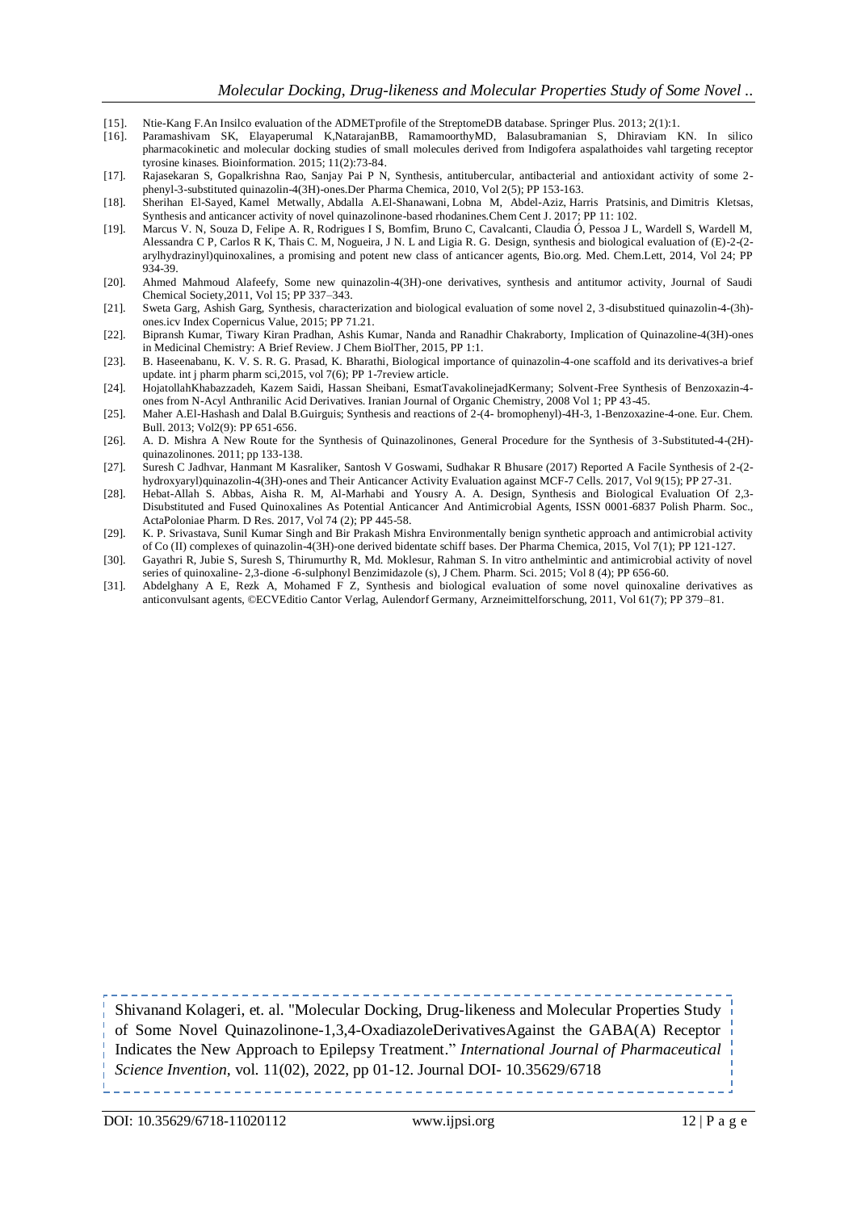[15]. Ntie-Kang F.An Insilco evaluation of the ADMETprofile of the StreptomeDB database. Springer Plus. 2013; 2(1):1.

[16]. Paramashivam SK, Elayaperumal K,NatarajanBB, RamamoorthyMD, Balasubramanian S, Dhiraviam KN. In silico pharmacokinetic and molecular docking studies of small molecules derived from Indigofera aspalathoides vahl targeting receptor tyrosine kinases. Bioinformation. 2015; 11(2):73-84.

[17]. Rajasekaran S, Gopalkrishna Rao, Sanjay Pai P N, Synthesis, antitubercular, antibacterial and antioxidant activity of some 2-phenyl-3-substituted quinazolin-4(3H)-ones.Der Pharma Chemica, 2010, Vol 2(5); PP 153-163.

[18]. Sherihan El-Sayed, Kamel Metwally, Abdalla A.El-Shanawani, Lobna M, Abdel-Aziz, Harris Pratsinis, and Dimitris Kletsas, Synthesis and anticancer activity of novel quinazolinone-based rhodanines.Chem Cent J. 2017; PP 11: 102.

[19]. Marcus V. N, Souza D, Felipe A. R, Rodrigues I S, Bomfim, Bruno C, Cavalcanti, Claudia Ó, Pessoa J L, Wardell S, Wardell M, Alessandra C P, Carlos R K, Thais C. M, Nogueira, J N. L and Ligia R. G. Design, synthesis and biological evaluation of (E)-2-(2-arylhydrazinyl)quinoxalines, a promising and potent new class of anticancer agents, Bio.org. Med. Chem.Lett, 2014, Vol 24; PP 934-39.

[20]. Ahmed Mahmoud Alafeefy, Some new quinazolin-4(3H)-one derivatives, synthesis and antitumor activity, Journal of Saudi Chemical Society,2011, Vol 15; PP 337–343.

[21]. Sweta Garg, Ashish Garg, Synthesis, characterization and biological evaluation of some novel 2, 3-disubstitued quinazolin-4-(3h)-ones.icv Index Copernicus Value, 2015; PP 71.21.

[22]. Bipransh Kumar, Tiwary Kiran Pradhan, Ashis Kumar, Nanda and Ranadhir Chakraborty, Implication of Quinazoline-4(3H)-ones in Medicinal Chemistry: A Brief Review. J Chem BiolTher, 2015, PP 1:1.

[23]. B. Haseenabanu, K. V. S. R. G. Prasad, K. Bharathi, Biological importance of quinazolin-4-one scaffold and its derivatives-a brief update. int j pharm pharm sci,2015, vol 7(6); PP 1-7review article.

[24]. HojatollahKhabazzadeh, Kazem Saidi, Hassan Sheibani, EsmatTavakolinejadKermany; Solvent-Free Synthesis of Benzoxazin-4-ones from N-Acyl Anthranilic Acid Derivatives. Iranian Journal of Organic Chemistry, 2008 Vol 1; PP 43-45.

[25]. Maher A.El-Hashash and Dalal B.Guirguis; Synthesis and reactions of 2-(4- bromophenyl)-4H-3, 1-Benzoxazine-4-one. Eur. Chem. Bull. 2013; Vol2(9): PP 651-656.

[26]. A. D. Mishra A New Route for the Synthesis of Quinazolinones, General Procedure for the Synthesis of 3-Substituted-4-(2H)-quinazolinones. 2011; pp 133-138.

[27]. Suresh C Jadhvar, Hanmant M Kasraliker, Santosh V Goswami, Sudhakar R Bhusare (2017) Reported A Facile Synthesis of 2-(2-hydroxyaryl)quinazolin-4(3H)-ones and Their Anticancer Activity Evaluation against MCF-7 Cells. 2017, Vol 9(15); PP 27-31.

[28]. Hebat-Allah S. Abbas, Aisha R. M, Al-Marhabi and Yousry A. A. Design, Synthesis and Biological Evaluation Of 2,3-Disubstituted and Fused Quinoxalines As Potential Anticancer And Antimicrobial Agents, ISSN 0001-6837 Polish Pharm. Soc., ActaPoloniae Pharm. D Res. 2017, Vol 74 (2); PP 445-58.

[29]. K. P. Srivastava, Sunil Kumar Singh and Bir Prakash Mishra Environmentally benign synthetic approach and antimicrobial activity of Co (II) complexes of quinazolin-4(3H)-one derived bidentate schiff bases. Der Pharma Chemica, 2015, Vol 7(1); PP 121-127.

[30]. Gayathri R, Jubie S, Suresh S, Thirumurthy R, Md. Moklesur, Rahman S. In vitro anthelmintic and antimicrobial activity of novel series of quinoxaline- 2,3-dione -6-sulphonyl Benzimidazole (s), J Chem. Pharm. Sci. 2015; Vol 8 (4); PP 656-60.

[31]. Abdelghany A E, Rezk A, Mohamed F Z, Synthesis and biological evaluation of some novel quinoxaline derivatives as anticonvulsant agents, ©ECVEditio Cantor Verlag, Aulendorf Germany, Arzneimittelforschung, 2011, Vol 61(7); PP 379–81.

Shivanand Kolageri, et. al. "Molecular Docking, Drug-likeness and Molecular Properties Study of Some Novel Quinazolinone-1,3,4-OxadiazoleDerivativesAgainst the GABA(A) Receptor Indicates the New Approach to Epilepsy Treatment." *International Journal of Pharmaceutical Science Invention*, vol. 11(02), 2022, pp 01-12. Journal DOI- 10.35629/6718